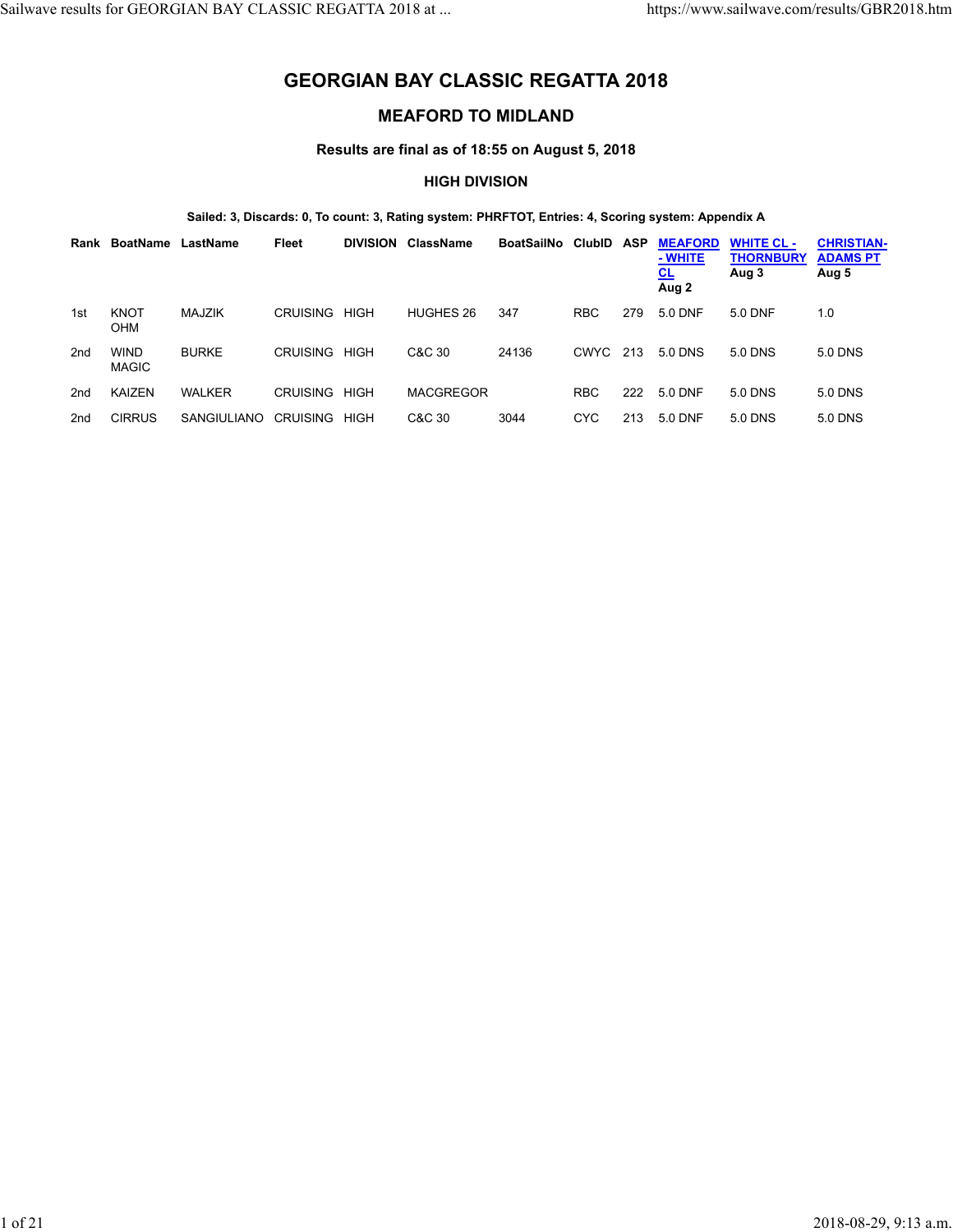# GEORGIAN BAY CLASSIC REGATTA 2018

## MEAFORD TO MIDLAND

### Results are final as of 18:55 on August 5, 2018

### HIGH DIVISION

**Sailed: 3, Discards: 0, To count: 3, Rating system: PHRFTOT, Entries: 4, Scoring system: Appendix A**

| Rank | BoatName | LastName | Fleet | DIVISION | ClassName | BoatSailNo | ClubID | ASP | MEAFORD - WHITE CL Aug 2 | WHITE CL - THORNBURY Aug 3 | CHRISTIAN-ADAMS PT Aug 5 |
|---|---|---|---|---|---|---|---|---|---|---|---|
| 1st | KNOT OHM | MAJZIK | CRUISING | HIGH | HUGHES 26 | 347 | RBC | 279 | 5.0 DNF | 5.0 DNF | 1.0 |
| 2nd | WIND MAGIC | BURKE | CRUISING | HIGH | C&C 30 | 24136 | CWYC | 213 | 5.0 DNS | 5.0 DNS | 5.0 DNS |
| 2nd | KAIZEN | WALKER | CRUISING | HIGH | MACGREGOR | | RBC | 222 | 5.0 DNF | 5.0 DNS | 5.0 DNS |
| 2nd | CIRRUS | SANGIULIANO | CRUISING | HIGH | C&C 30 | 3044 | CYC | 213 | 5.0 DNF | 5.0 DNS | 5.0 DNS |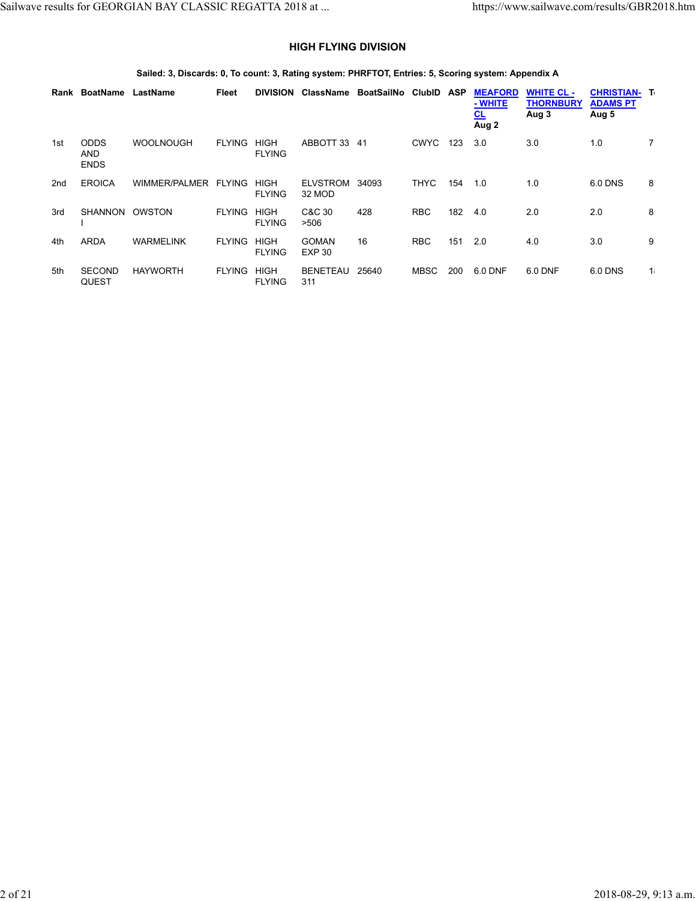## HIGH FLYING DIVISION

**Sailed: 3, Discards: 0, To count: 3, Rating system: PHRFTOT, Entries: 5, Scoring system: Appendix A**

| Rank | BoatName | LastName | Fleet | DIVISION | ClassName | BoatSailNo | ClubID | ASP | MEAFORD - WHITE CL Aug 2 | WHITE CL - THORNBURY Aug 3 | CHRISTIAN-ADAMS PT Aug 5 | T |
|---|---|---|---|---|---|---|---|---|---|---|---|---|
| 1st | ODDS AND ENDS | WOOLNOUGH | FLYING | HIGH FLYING | ABBOTT 33 | 41 | CWYC | 123 | 3.0 | 3.0 | 1.0 | 7 |
| 2nd | EROICA | WIMMER/PALMER | FLYING | HIGH FLYING | ELVSTROM 32 MOD | 34093 | THYC | 154 | 1.0 | 1.0 | 6.0 DNS | 8 |
| 3rd | SHANNON I | OWSTON | FLYING | HIGH FLYING | C&C 30 >506 | 428 | RBC | 182 | 4.0 | 2.0 | 2.0 | 8 |
| 4th | ARDA | WARMELINK | FLYING | HIGH FLYING | GOMAN EXP 30 | 16 | RBC | 151 | 2.0 | 4.0 | 3.0 | 9 |
| 5th | SECOND QUEST | HAYWORTH | FLYING | HIGH FLYING | BENETEAU 311 | 25640 | MBSC | 200 | 6.0 DNF | 6.0 DNF | 6.0 DNS | 1 |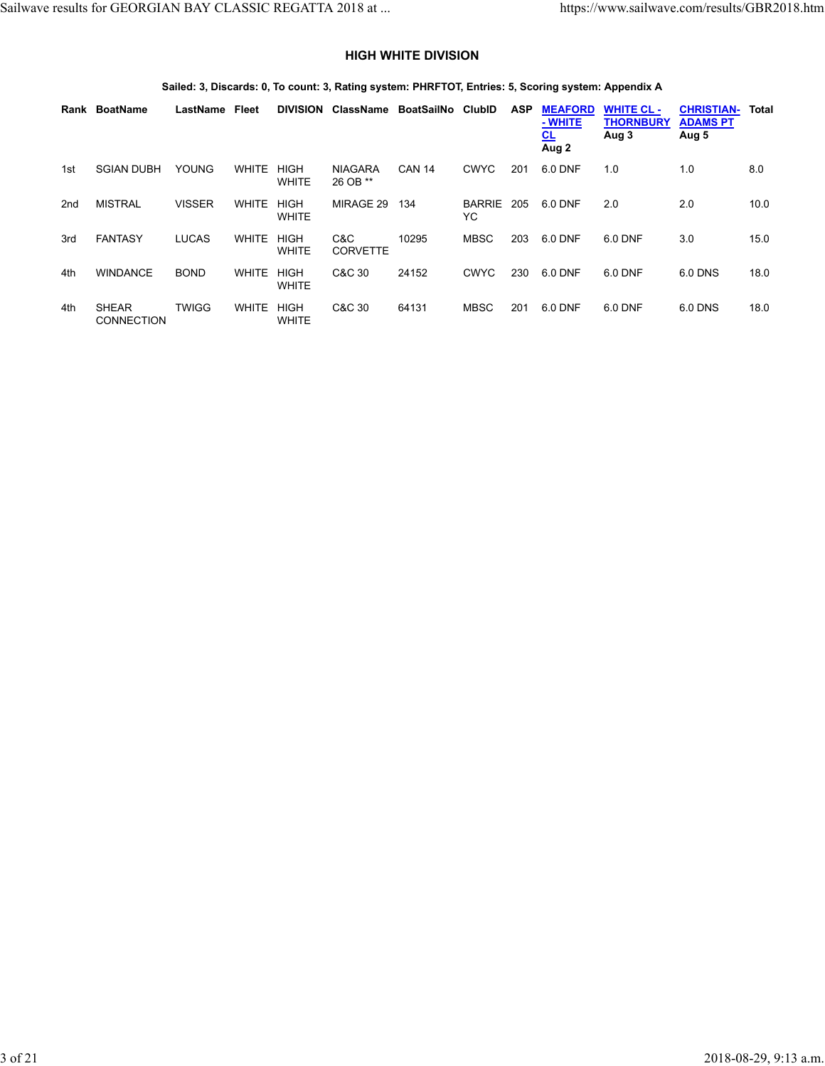### HIGH WHITE DIVISION

**Sailed: 3, Discards: 0, To count: 3, Rating system: PHRFTOT, Entries: 5, Scoring system: Appendix A**

| Rank | BoatName | LastName | Fleet | DIVISION | ClassName | BoatSailNo | ClubID | ASP | MEAFORD - WHITE CL Aug 2 | WHITE CL - THORNBURY Aug 3 | CHRISTIAN-ADAMS PT Aug 5 | Total |
|---|---|---|---|---|---|---|---|---|---|---|---|---|
| 1st | SGIAN DUBH | YOUNG | WHITE | HIGH WHITE | NIAGARA 26 OB ** | CAN 14 | CWYC | 201 | 6.0 DNF | 1.0 | 1.0 | 8.0 |
| 2nd | MISTRAL | VISSER | WHITE | HIGH WHITE | MIRAGE 29 | 134 | BARRIE YC | 205 | 6.0 DNF | 2.0 | 2.0 | 10.0 |
| 3rd | FANTASY | LUCAS | WHITE | HIGH WHITE | C&C CORVETTE | 10295 | MBSC | 203 | 6.0 DNF | 6.0 DNF | 3.0 | 15.0 |
| 4th | WINDANCE | BOND | WHITE | HIGH WHITE | C&C 30 | 24152 | CWYC | 230 | 6.0 DNF | 6.0 DNF | 6.0 DNS | 18.0 |
| 4th | SHEAR CONNECTION | TWIGG | WHITE | HIGH WHITE | C&C 30 | 64131 | MBSC | 201 | 6.0 DNF | 6.0 DNF | 6.0 DNS | 18.0 |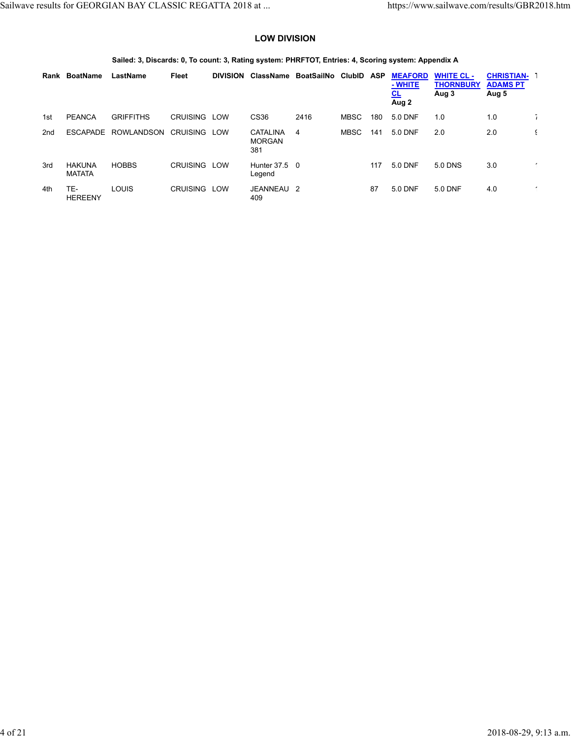## LOW DIVISION

**Sailed: 3, Discards: 0, To count: 3, Rating system: PHRFTOT, Entries: 4, Scoring system: Appendix A**

| Rank | BoatName | LastName | Fleet | DIVISION | ClassName | BoatSailNo | ClubID | ASP | MEAFORD - WHITE CL Aug 2 | WHITE CL - THORNBURY Aug 3 | CHRISTIAN-ADAMS PT Aug 5 | T |
|---|---|---|---|---|---|---|---|---|---|---|---|---|
| 1st | PEANCA | GRIFFITHS | CRUISING | LOW | CS36 | 2416 | MBSC | 180 | 5.0 DNF | 1.0 | 1.0 | 7 |
| 2nd | ESCAPADE | ROWLANDSON | CRUISING | LOW | CATALINA MORGAN 381 | 4 | MBSC | 141 | 5.0 DNF | 2.0 | 2.0 | 9 |
| 3rd | HAKUNA MATATA | HOBBS | CRUISING | LOW | Hunter 37.5 Legend | 0 | | 117 | 5.0 DNF | 5.0 DNS | 3.0 | 1 |
| 4th | TE-HEREENY | LOUIS | CRUISING | LOW | JEANNEAU 409 | 2 | | 87 | 5.0 DNF | 5.0 DNF | 4.0 | 1 |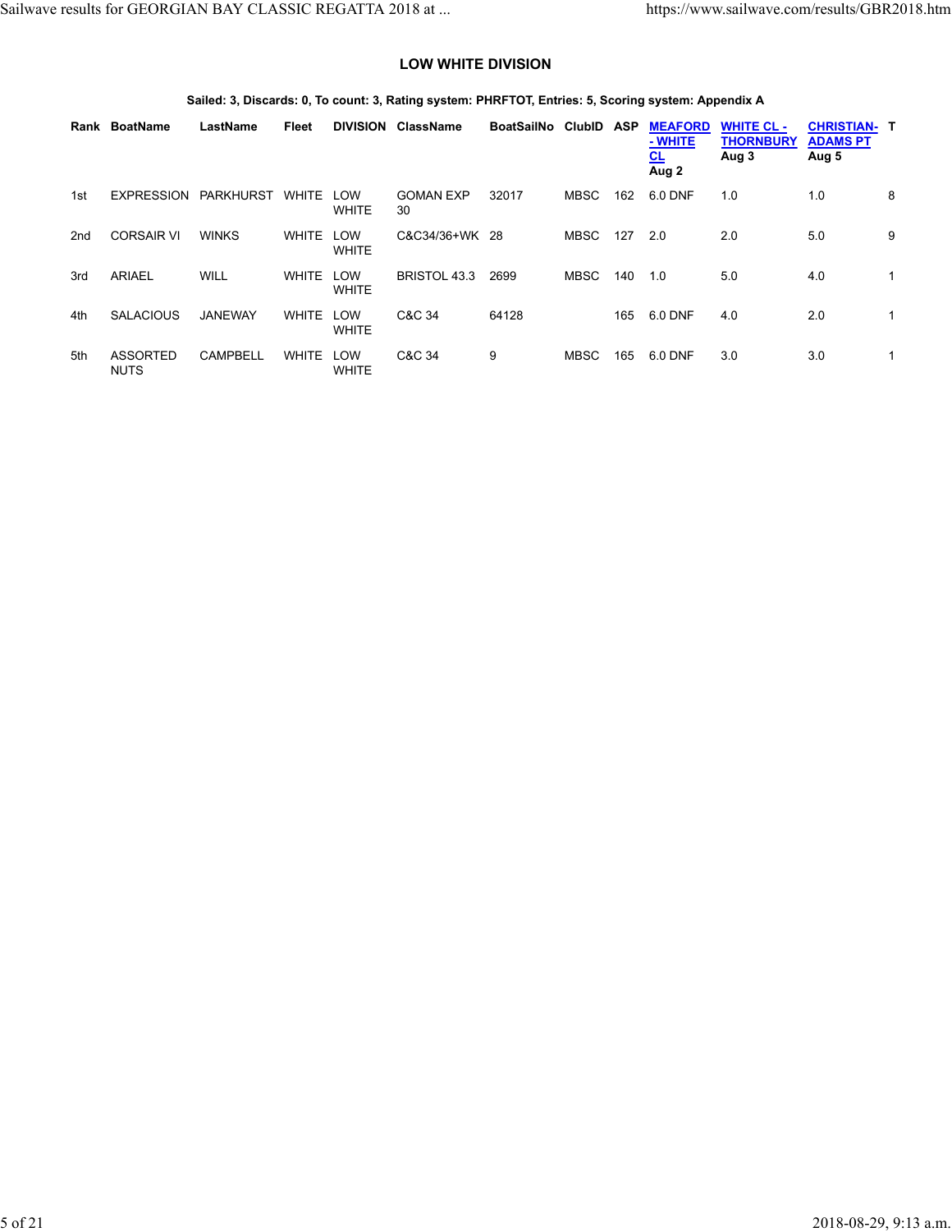### LOW WHITE DIVISION

**Sailed: 3, Discards: 0, To count: 3, Rating system: PHRFTOT, Entries: 5, Scoring system: Appendix A**

| Rank | BoatName | LastName | Fleet | DIVISION | ClassName | BoatSailNo | ClubID | ASP | MEAFORD - WHITE CL Aug 2 | WHITE CL - THORNBURY Aug 3 | CHRISTIAN-ADAMS PT Aug 5 | T |
|---|---|---|---|---|---|---|---|---|---|---|---|---|
| 1st | EXPRESSION | PARKHURST | WHITE | LOW WHITE | GOMAN EXP 30 | 32017 | MBSC | 162 | 6.0 DNF | 1.0 | 1.0 | 8 |
| 2nd | CORSAIR VI | WINKS | WHITE | LOW WHITE | C&C34/36+WK | 28 | MBSC | 127 | 2.0 | 2.0 | 5.0 | 9 |
| 3rd | ARIAEL | WILL | WHITE | LOW WHITE | BRISTOL 43.3 | 2699 | MBSC | 140 | 1.0 | 5.0 | 4.0 | 1 |
| 4th | SALACIOUS | JANEWAY | WHITE | LOW WHITE | C&C 34 | 64128 | | 165 | 6.0 DNF | 4.0 | 2.0 | 1 |
| 5th | ASSORTED NUTS | CAMPBELL | WHITE | LOW WHITE | C&C 34 | 9 | MBSC | 165 | 6.0 DNF | 3.0 | 3.0 | 1 |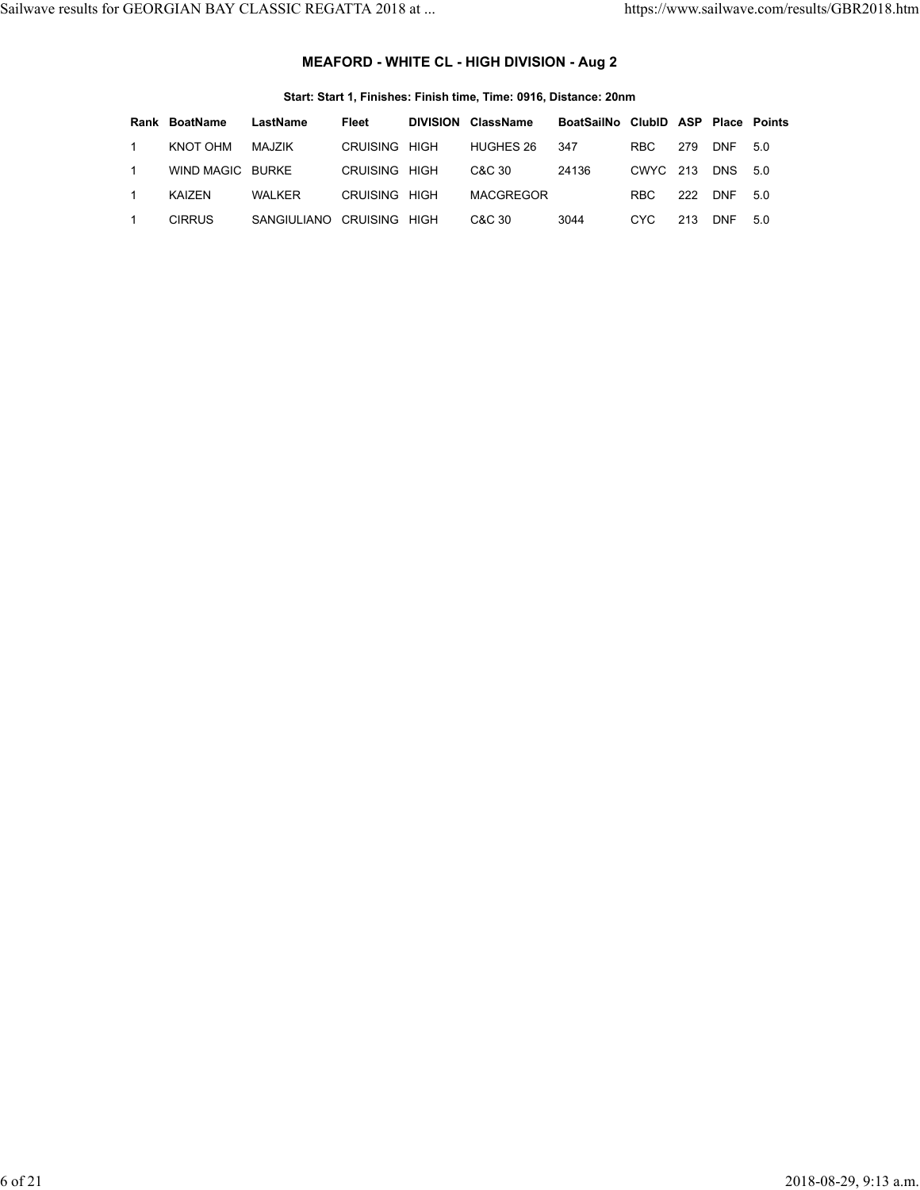### MEAFORD - WHITE CL - HIGH DIVISION - Aug 2

**Start: Start 1, Finishes: Finish time, Time: 0916, Distance: 20nm**

| Rank | BoatName | LastName | Fleet | DIVISION | ClassName | BoatSailNo | ClubID | ASP | Place | Points |
|---|---|---|---|---|---|---|---|---|---|---|
| 1 | KNOT OHM | MAJZIK | CRUISING | HIGH | HUGHES 26 | 347 | RBC | 279 | DNF | 5.0 |
| 1 | WIND MAGIC | BURKE | CRUISING | HIGH | C&C 30 | 24136 | CWYC | 213 | DNS | 5.0 |
| 1 | KAIZEN | WALKER | CRUISING | HIGH | MACGREGOR | | RBC | 222 | DNF | 5.0 |
| 1 | CIRRUS | SANGIULIANO | CRUISING | HIGH | C&C 30 | 3044 | CYC | 213 | DNF | 5.0 |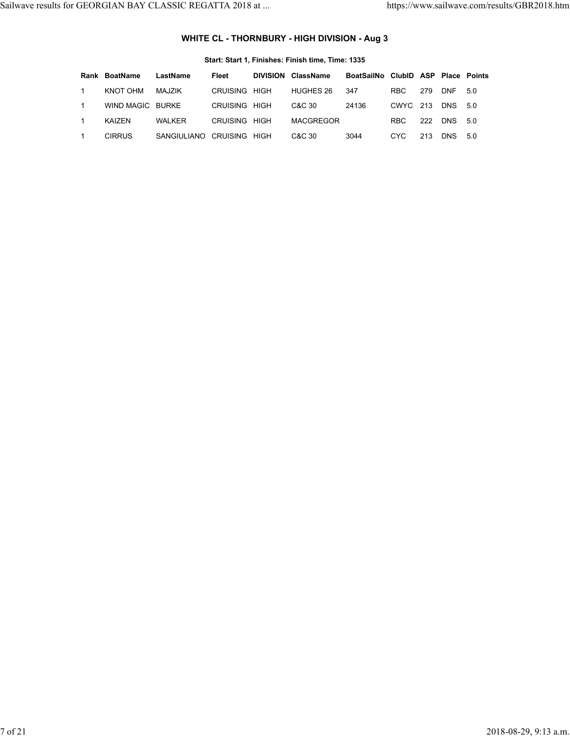### WHITE CL - THORNBURY - HIGH DIVISION - Aug 3

**Start: Start 1, Finishes: Finish time, Time: 1335**

| Rank | BoatName | LastName | Fleet | DIVISION | ClassName | BoatSailNo | ClubID | ASP | Place | Points |
|---|---|---|---|---|---|---|---|---|---|---|
| 1 | KNOT OHM | MAJZIK | CRUISING | HIGH | HUGHES 26 | 347 | RBC | 279 | DNF | 5.0 |
| 1 | WIND MAGIC | BURKE | CRUISING | HIGH | C&C 30 | 24136 | CWYC | 213 | DNS | 5.0 |
| 1 | KAIZEN | WALKER | CRUISING | HIGH | MACGREGOR | | RBC | 222 | DNS | 5.0 |
| 1 | CIRRUS | SANGIULIANO | CRUISING | HIGH | C&C 30 | 3044 | CYC | 213 | DNS | 5.0 |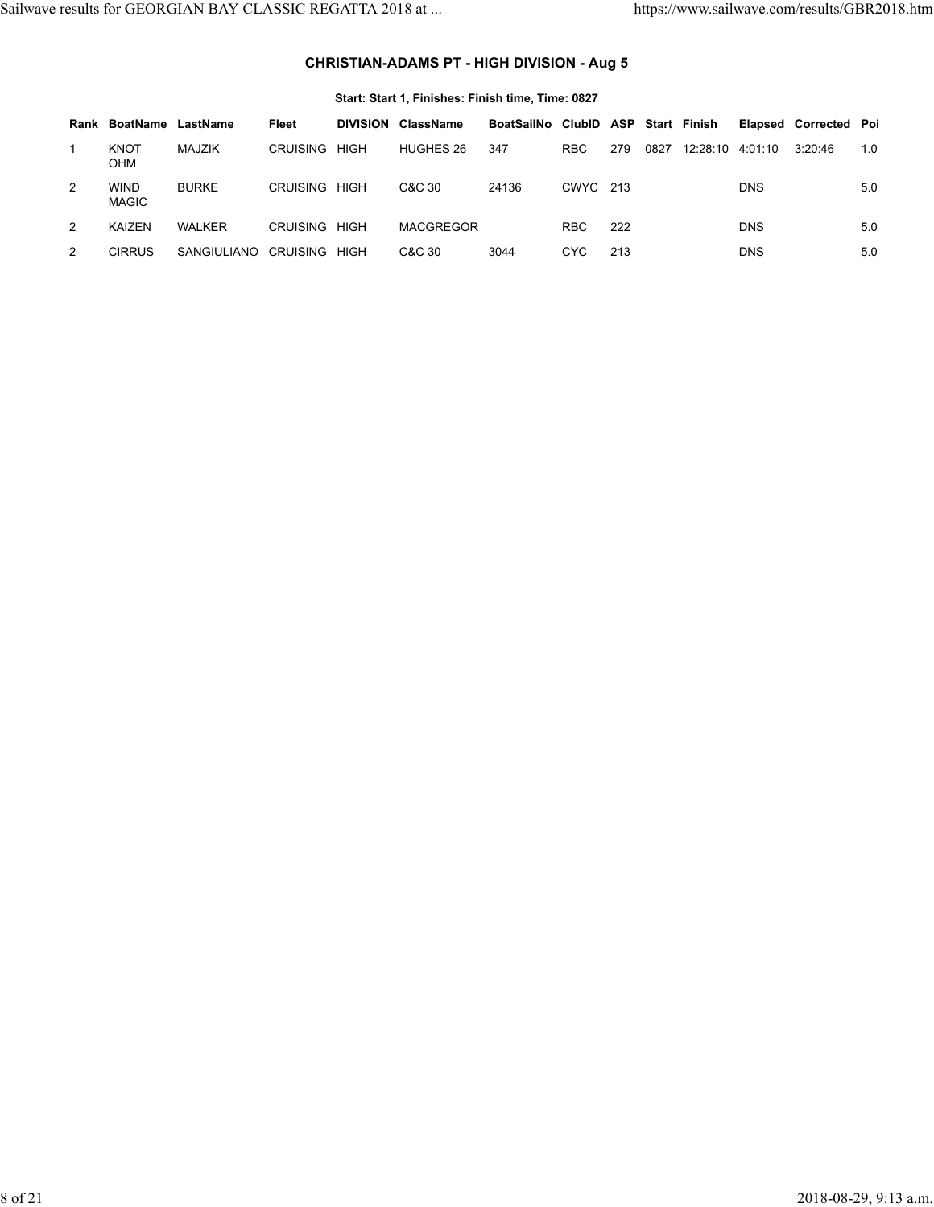### CHRISTIAN-ADAMS PT - HIGH DIVISION - Aug 5

**Start: Start 1, Finishes: Finish time, Time: 0827**

| Rank | BoatName | LastName | Fleet | DIVISION | ClassName | BoatSailNo | ClubID | ASP | Start | Finish | Elapsed | Corrected | Poi |
|---|---|---|---|---|---|---|---|---|---|---|---|---|---|
| 1 | KNOT OHM | MAJZIK | CRUISING | HIGH | HUGHES 26 | 347 | RBC | 279 | 0827 | 12:28:10 | 4:01:10 | 3:20:46 | 1.0 |
| 2 | WIND MAGIC | BURKE | CRUISING | HIGH | C&C 30 | 24136 | CWYC | 213 | | | DNS | | 5.0 |
| 2 | KAIZEN | WALKER | CRUISING | HIGH | MACGREGOR | | RBC | 222 | | | DNS | | 5.0 |
| 2 | CIRRUS | SANGIULIANO | CRUISING | HIGH | C&C 30 | 3044 | CYC | 213 | | | DNS | | 5.0 |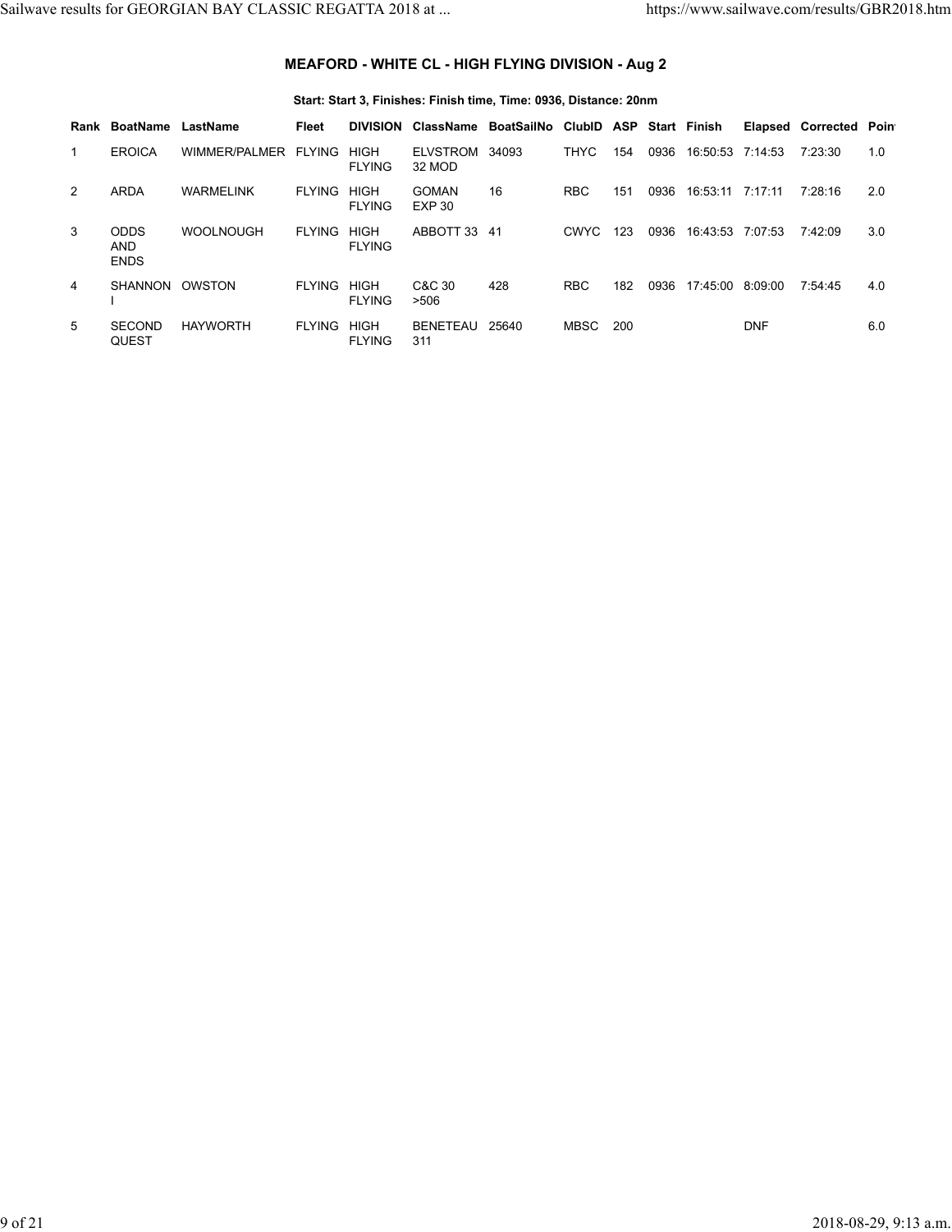## MEAFORD - WHITE CL - HIGH FLYING DIVISION - Aug 2

**Start: Start 3, Finishes: Finish time, Time: 0936, Distance: 20nm**

| Rank | BoatName | LastName | Fleet | DIVISION | ClassName | BoatSailNo | ClubID | ASP | Start | Finish | Elapsed | Corrected | Poin |
|---|---|---|---|---|---|---|---|---|---|---|---|---|---|
| 1 | EROICA | WIMMER/PALMER | FLYING | HIGH FLYING | ELVSTROM 32 MOD | 34093 | THYC | 154 | 0936 | 16:50:53 | 7:14:53 | 7:23:30 | 1.0 |
| 2 | ARDA | WARMELINK | FLYING | HIGH FLYING | GOMAN EXP 30 | 16 | RBC | 151 | 0936 | 16:53:11 | 7:17:11 | 7:28:16 | 2.0 |
| 3 | ODDS AND ENDS | WOOLNOUGH | FLYING | HIGH FLYING | ABBOTT 33 | 41 | CWYC | 123 | 0936 | 16:43:53 | 7:07:53 | 7:42:09 | 3.0 |
| 4 | SHANNON I | OWSTON | FLYING | HIGH FLYING | C&C 30 >506 | 428 | RBC | 182 | 0936 | 17:45:00 | 8:09:00 | 7:54:45 | 4.0 |
| 5 | SECOND QUEST | HAYWORTH | FLYING | HIGH FLYING | BENETEAU 311 | 25640 | MBSC | 200 | | | DNF | | 6.0 |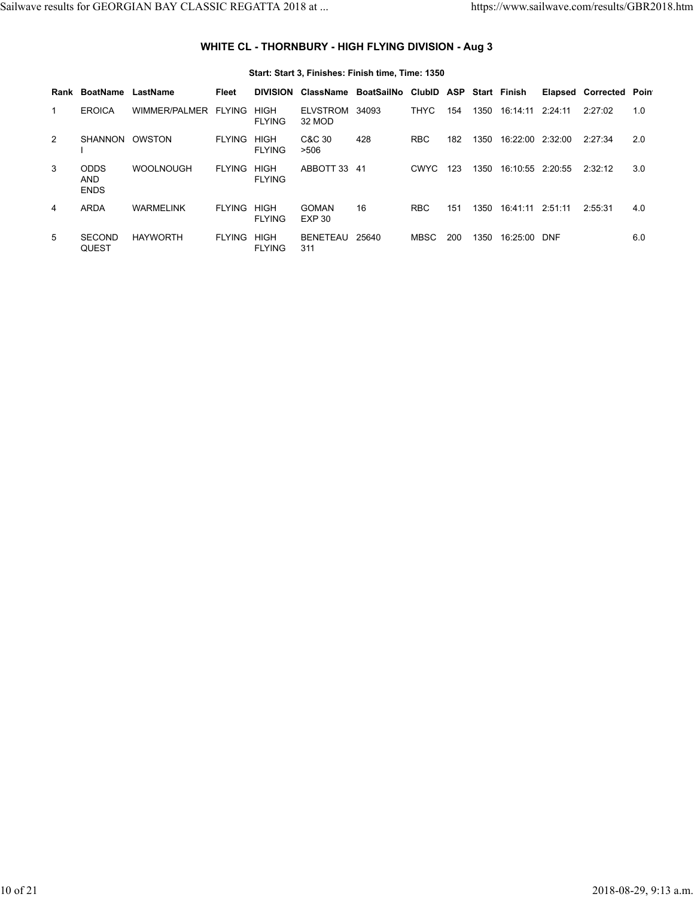### WHITE CL - THORNBURY - HIGH FLYING DIVISION - Aug 3

**Start: Start 3, Finishes: Finish time, Time: 1350**

| Rank | BoatName | LastName | Fleet | DIVISION | ClassName | BoatSailNo | ClubID | ASP | Start | Finish | Elapsed | Corrected | Poin |
|---|---|---|---|---|---|---|---|---|---|---|---|---|---|
| 1 | EROICA | WIMMER/PALMER | FLYING | HIGH FLYING | ELVSTROM 32 MOD | 34093 | THYC | 154 | 1350 | 16:14:11 | 2:24:11 | 2:27:02 | 1.0 |
| 2 | SHANNON I | OWSTON | FLYING | HIGH FLYING | C&C 30 >506 | 428 | RBC | 182 | 1350 | 16:22:00 | 2:32:00 | 2:27:34 | 2.0 |
| 3 | ODDS AND ENDS | WOOLNOUGH | FLYING | HIGH FLYING | ABBOTT 33 | 41 | CWYC | 123 | 1350 | 16:10:55 | 2:20:55 | 2:32:12 | 3.0 |
| 4 | ARDA | WARMELINK | FLYING | HIGH FLYING | GOMAN EXP 30 | 16 | RBC | 151 | 1350 | 16:41:11 | 2:51:11 | 2:55:31 | 4.0 |
| 5 | SECOND QUEST | HAYWORTH | FLYING | HIGH FLYING | BENETEAU 311 | 25640 | MBSC | 200 | 1350 | 16:25:00 | DNF | | 6.0 |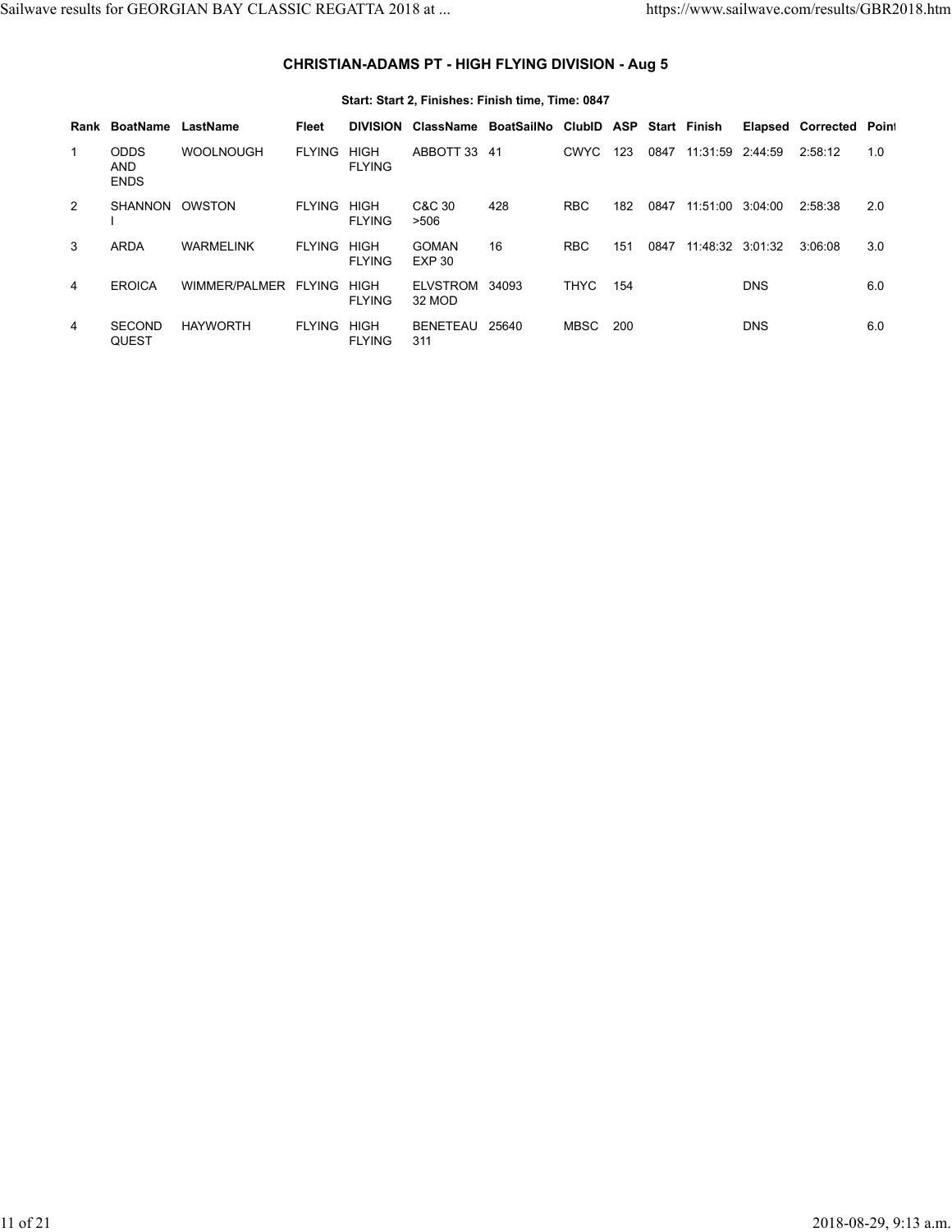### CHRISTIAN-ADAMS PT - HIGH FLYING DIVISION - Aug 5

**Start: Start 2, Finishes: Finish time, Time: 0847**

| Rank | BoatName | LastName | Fleet | DIVISION | ClassName | BoatSailNo | ClubID | ASP | Start | Finish | Elapsed | Corrected | Points |
|---|---|---|---|---|---|---|---|---|---|---|---|---|---|
| 1 | ODDS AND ENDS | WOOLNOUGH | FLYING | HIGH FLYING | ABBOTT 33 | 41 | CWYC | 123 | 0847 | 11:31:59 | 2:44:59 | 2:58:12 | 1.0 |
| 2 | SHANNON I | OWSTON | FLYING | HIGH FLYING | C&C 30 >506 | 428 | RBC | 182 | 0847 | 11:51:00 | 3:04:00 | 2:58:38 | 2.0 |
| 3 | ARDA | WARMELINK | FLYING | HIGH FLYING | GOMAN EXP 30 | 16 | RBC | 151 | 0847 | 11:48:32 | 3:01:32 | 3:06:08 | 3.0 |
| 4 | EROICA | WIMMER/PALMER | FLYING | HIGH FLYING | ELVSTROM 32 MOD | 34093 | THYC | 154 | | | DNS | | 6.0 |
| 4 | SECOND QUEST | HAYWORTH | FLYING | HIGH FLYING | BENETEAU 311 | 25640 | MBSC | 200 | | | DNS | | 6.0 |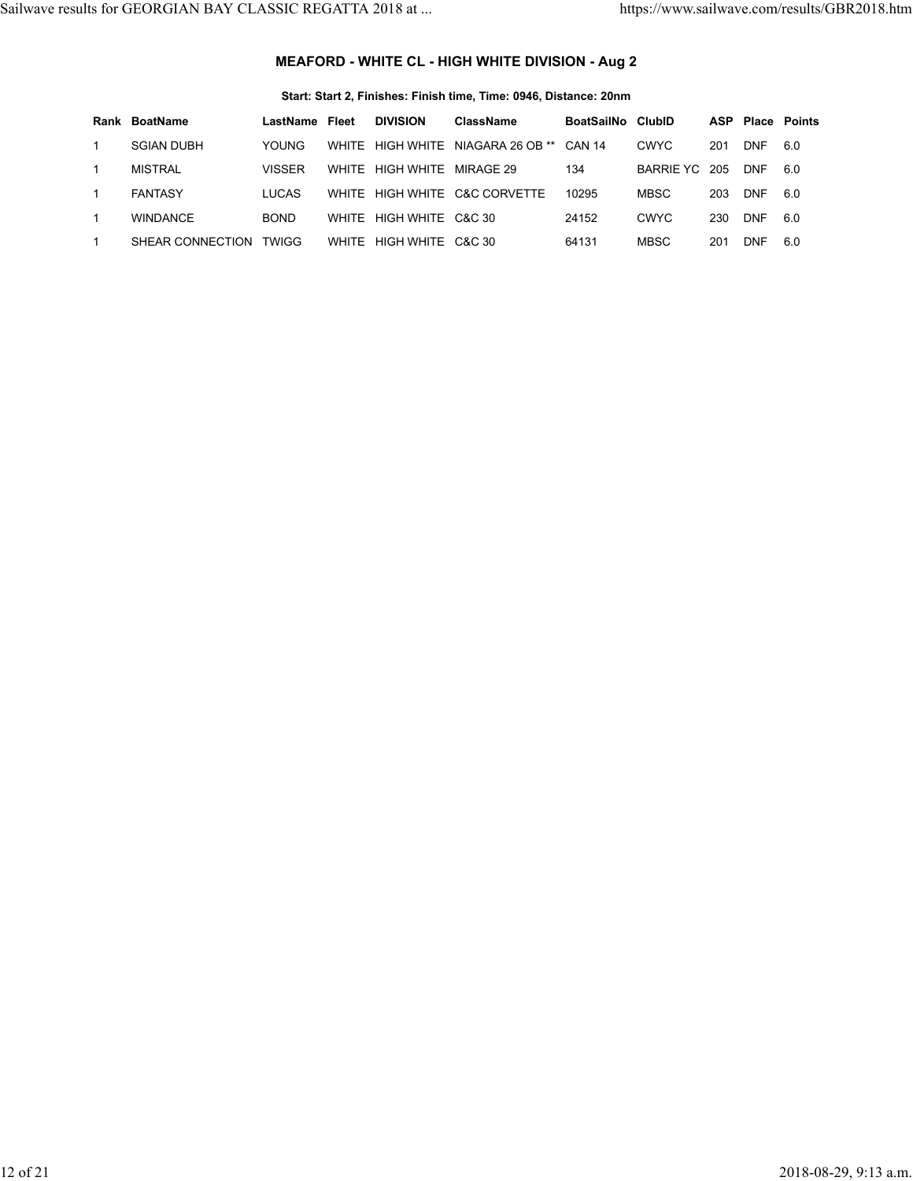### MEAFORD - WHITE CL - HIGH WHITE DIVISION - Aug 2

**Start: Start 2, Finishes: Finish time, Time: 0946, Distance: 20nm**

| Rank | BoatName | LastName | Fleet | DIVISION | ClassName | BoatSailNo | ClubID | ASP | Place | Points |
|---|---|---|---|---|---|---|---|---|---|---|
| 1 | SGIAN DUBH | YOUNG | WHITE | HIGH WHITE | NIAGARA 26 OB ** | CAN 14 | CWYC | 201 | DNF | 6.0 |
| 1 | MISTRAL | VISSER | WHITE | HIGH WHITE | MIRAGE 29 | 134 | BARRIE YC | 205 | DNF | 6.0 |
| 1 | FANTASY | LUCAS | WHITE | HIGH WHITE | C&C CORVETTE | 10295 | MBSC | 203 | DNF | 6.0 |
| 1 | WINDANCE | BOND | WHITE | HIGH WHITE | C&C 30 | 24152 | CWYC | 230 | DNF | 6.0 |
| 1 | SHEAR CONNECTION | TWIGG | WHITE | HIGH WHITE | C&C 30 | 64131 | MBSC | 201 | DNF | 6.0 |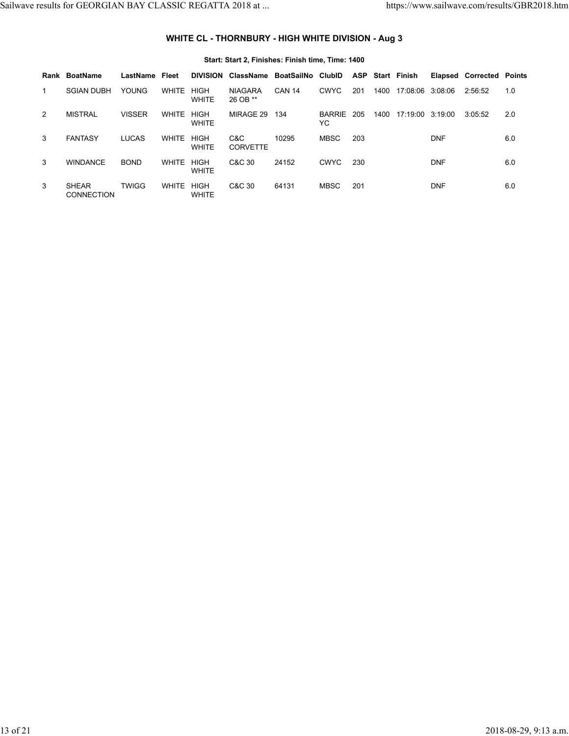## WHITE CL - THORNBURY - HIGH WHITE DIVISION - Aug 3

**Start: Start 2, Finishes: Finish time, Time: 1400**

| Rank | BoatName | LastName | Fleet | DIVISION | ClassName | BoatSailNo | ClubID | ASP | Start | Finish | Elapsed | Corrected | Points |
|---|---|---|---|---|---|---|---|---|---|---|---|---|---|
| 1 | SGIAN DUBH | YOUNG | WHITE | HIGH WHITE | NIAGARA 26 OB ** | CAN 14 | CWYC | 201 | 1400 | 17:08:06 | 3:08:06 | 2:56:52 | 1.0 |
| 2 | MISTRAL | VISSER | WHITE | HIGH WHITE | MIRAGE 29 | 134 | BARRIE YC | 205 | 1400 | 17:19:00 | 3:19:00 | 3:05:52 | 2.0 |
| 3 | FANTASY | LUCAS | WHITE | HIGH WHITE | C&C CORVETTE | 10295 | MBSC | 203 | | | DNF | | 6.0 |
| 3 | WINDANCE | BOND | WHITE | HIGH WHITE | C&C 30 | 24152 | CWYC | 230 | | | DNF | | 6.0 |
| 3 | SHEAR CONNECTION | TWIGG | WHITE | HIGH WHITE | C&C 30 | 64131 | MBSC | 201 | | | DNF | | 6.0 |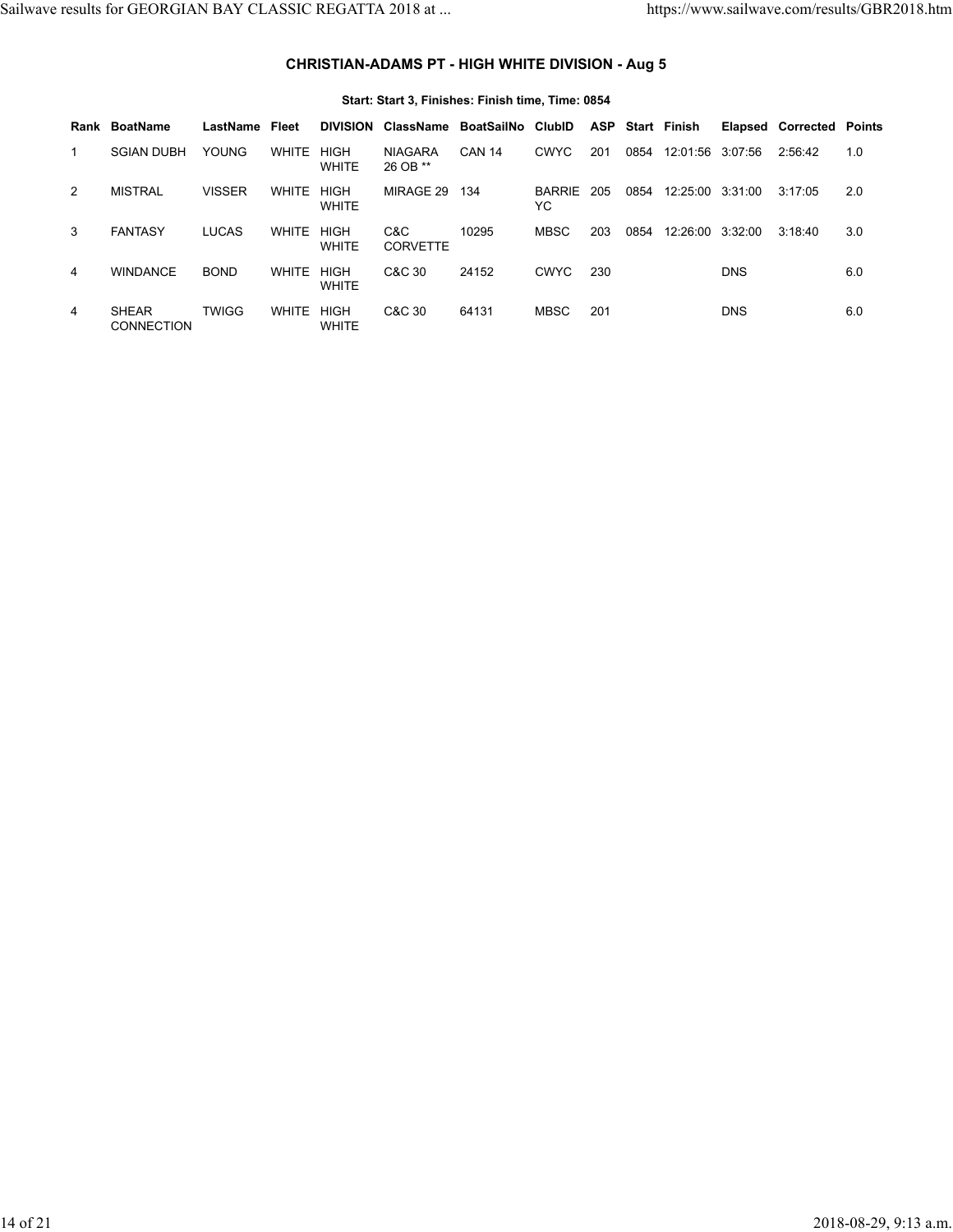### CHRISTIAN-ADAMS PT - HIGH WHITE DIVISION - Aug 5

**Start: Start 3, Finishes: Finish time, Time: 0854**

| Rank | BoatName | LastName | Fleet | DIVISION | ClassName | BoatSailNo | ClubID | ASP | Start | Finish | Elapsed | Corrected | Points |
|---|---|---|---|---|---|---|---|---|---|---|---|---|---|
| 1 | SGIAN DUBH | YOUNG | WHITE | HIGH WHITE | NIAGARA 26 OB ** | CAN 14 | CWYC | 201 | 0854 | 12:01:56 | 3:07:56 | 2:56:42 | 1.0 |
| 2 | MISTRAL | VISSER | WHITE | HIGH WHITE | MIRAGE 29 | 134 | BARRIE YC | 205 | 0854 | 12:25:00 | 3:31:00 | 3:17:05 | 2.0 |
| 3 | FANTASY | LUCAS | WHITE | HIGH WHITE | C&C CORVETTE | 10295 | MBSC | 203 | 0854 | 12:26:00 | 3:32:00 | 3:18:40 | 3.0 |
| 4 | WINDANCE | BOND | WHITE | HIGH WHITE | C&C 30 | 24152 | CWYC | 230 | | | DNS | | 6.0 |
| 4 | SHEAR CONNECTION | TWIGG | WHITE | HIGH WHITE | C&C 30 | 64131 | MBSC | 201 | | | DNS | | 6.0 |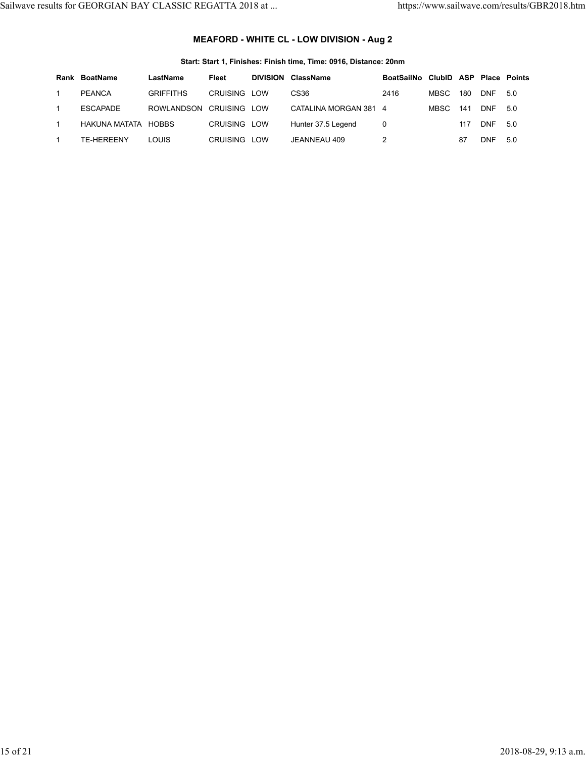### MEAFORD - WHITE CL - LOW DIVISION - Aug 2

**Start: Start 1, Finishes: Finish time, Time: 0916, Distance: 20nm**

| Rank | BoatName | LastName | Fleet | DIVISION | ClassName | BoatSailNo | ClubID | ASP | Place | Points |
|---|---|---|---|---|---|---|---|---|---|---|
| 1 | PEANCA | GRIFFITHS | CRUISING | LOW | CS36 | 2416 | MBSC | 180 | DNF | 5.0 |
| 1 | ESCAPADE | ROWLANDSON | CRUISING | LOW | CATALINA MORGAN 381 | 4 | MBSC | 141 | DNF | 5.0 |
| 1 | HAKUNA MATATA | HOBBS | CRUISING | LOW | Hunter 37.5 Legend | 0 | | 117 | DNF | 5.0 |
| 1 | TE-HEREENY | LOUIS | CRUISING | LOW | JEANNEAU 409 | 2 | | 87 | DNF | 5.0 |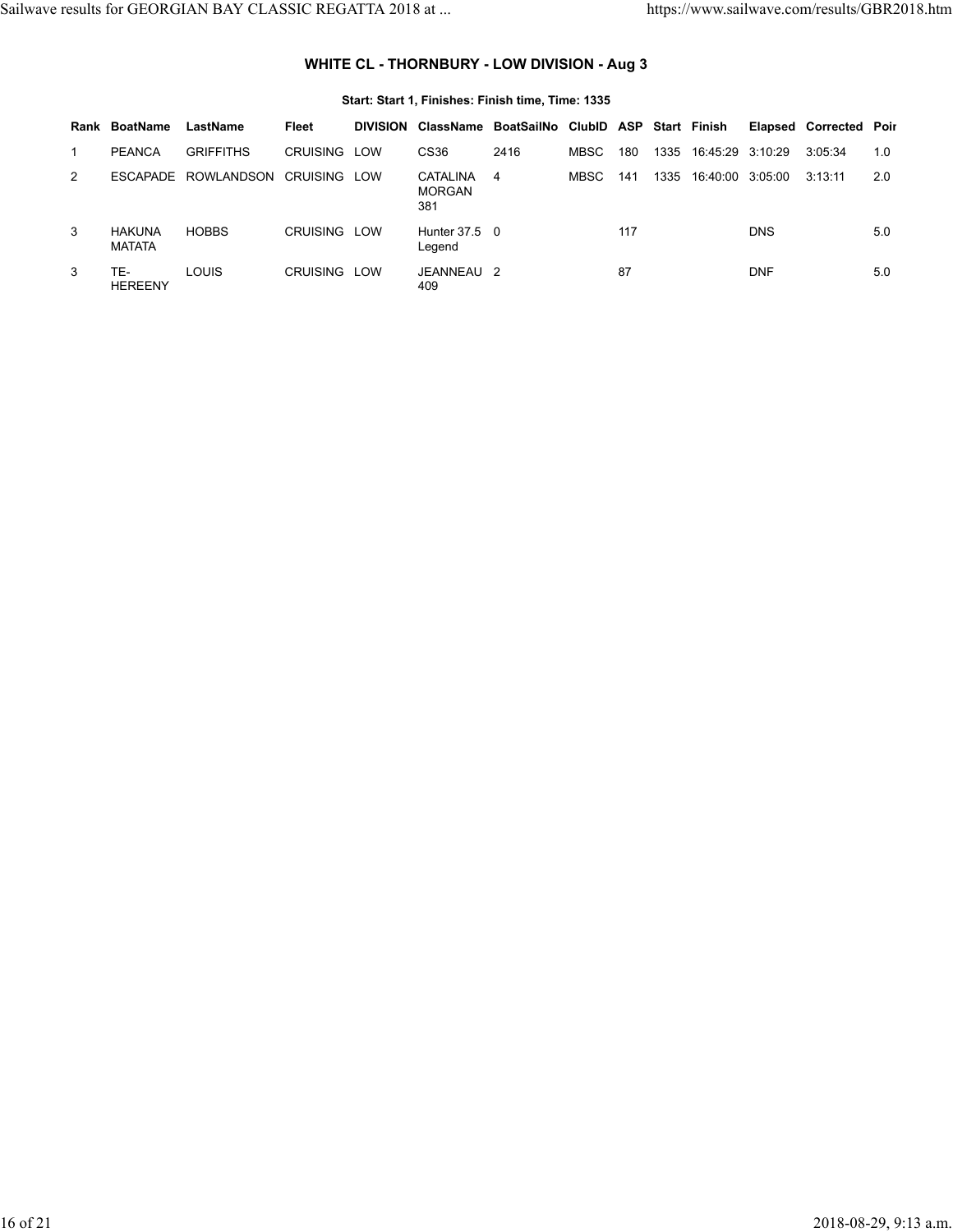### WHITE CL - THORNBURY - LOW DIVISION - Aug 3

**Start: Start 1, Finishes: Finish time, Time: 1335**

| Rank | BoatName | LastName | Fleet | DIVISION | ClassName | BoatSailNo | ClubID | ASP | Start | Finish | Elapsed | Corrected | Poir |
|---|---|---|---|---|---|---|---|---|---|---|---|---|---|
| 1 | PEANCA | GRIFFITHS | CRUISING | LOW | CS36 | 2416 | MBSC | 180 | 1335 | 16:45:29 | 3:10:29 | 3:05:34 | 1.0 |
| 2 | ESCAPADE | ROWLANDSON | CRUISING | LOW | CATALINA MORGAN 381 | 4 | MBSC | 141 | 1335 | 16:40:00 | 3:05:00 | 3:13:11 | 2.0 |
| 3 | HAKUNA MATATA | HOBBS | CRUISING | LOW | Hunter 37.5 Legend | 0 | | 117 | | | DNS | | 5.0 |
| 3 | TE-HEREENY | LOUIS | CRUISING | LOW | JEANNEAU 409 | 2 | | 87 | | | DNF | | 5.0 |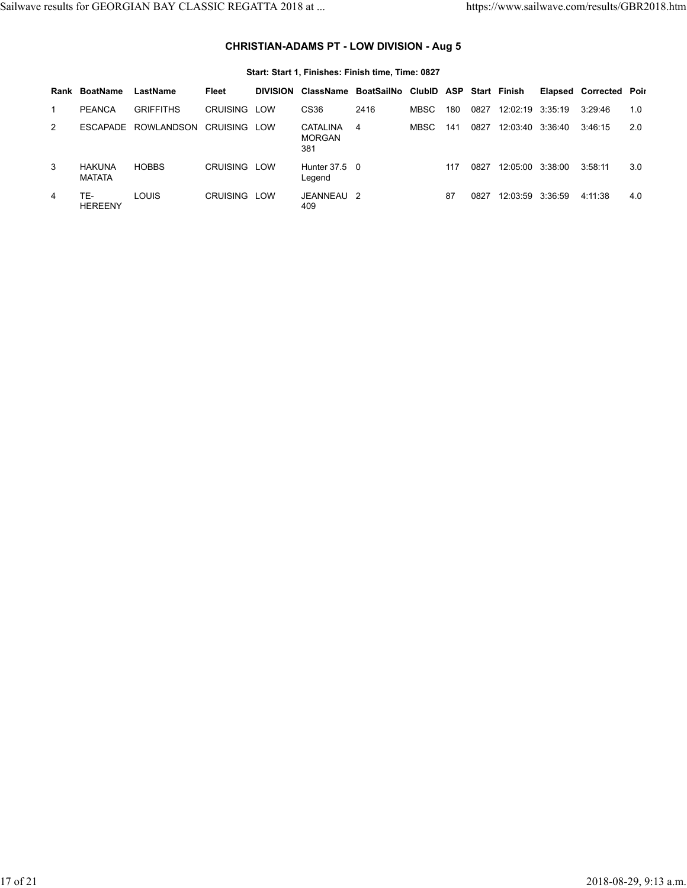### CHRISTIAN-ADAMS PT - LOW DIVISION - Aug 5

**Start: Start 1, Finishes: Finish time, Time: 0827**

| Rank | BoatName | LastName | Fleet | DIVISION | ClassName | BoatSailNo | ClubID | ASP | Start | Finish | Elapsed | Corrected | Poir |
|---|---|---|---|---|---|---|---|---|---|---|---|---|---|
| 1 | PEANCA | GRIFFITHS | CRUISING | LOW | CS36 | 2416 | MBSC | 180 | 0827 | 12:02:19 | 3:35:19 | 3:29:46 | 1.0 |
| 2 | ESCAPADE | ROWLANDSON | CRUISING | LOW | CATALINA MORGAN 381 | 4 | MBSC | 141 | 0827 | 12:03:40 | 3:36:40 | 3:46:15 | 2.0 |
| 3 | HAKUNA MATATA | HOBBS | CRUISING | LOW | Hunter 37.5 Legend | 0 | | 117 | 0827 | 12:05:00 | 3:38:00 | 3:58:11 | 3.0 |
| 4 | TE-HEREENY | LOUIS | CRUISING | LOW | JEANNEAU 409 | 2 | | 87 | 0827 | 12:03:59 | 3:36:59 | 4:11:38 | 4.0 |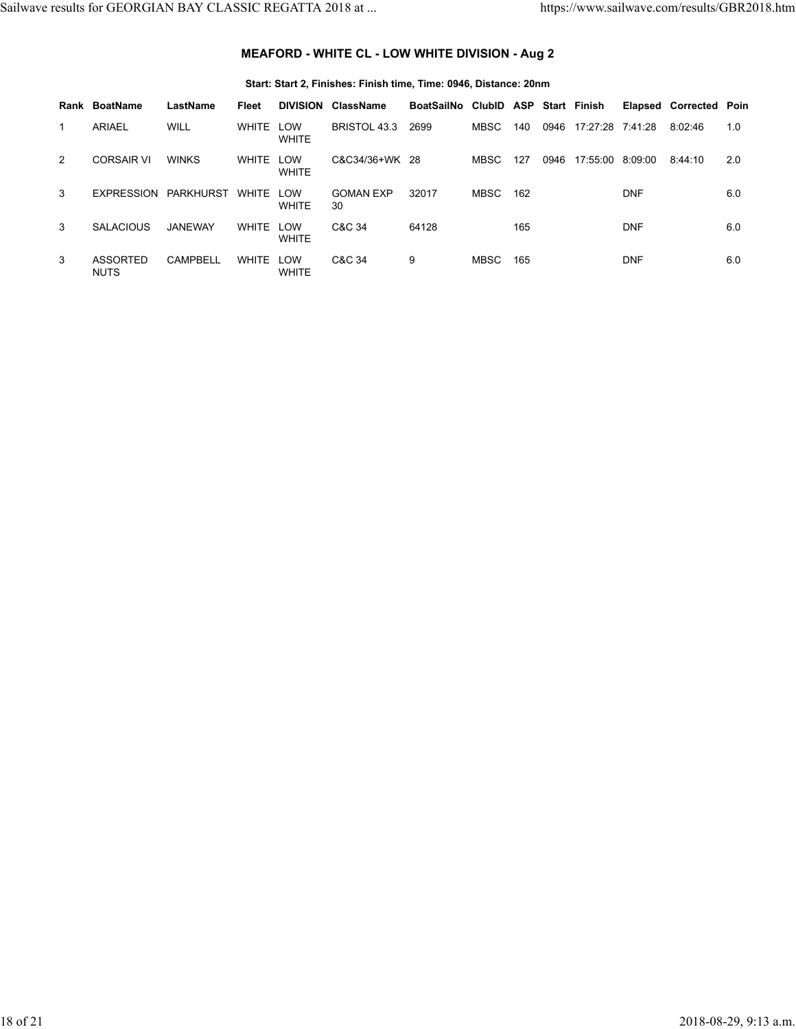### MEAFORD - WHITE CL - LOW WHITE DIVISION - Aug 2

**Start: Start 2, Finishes: Finish time, Time: 0946, Distance: 20nm**

| Rank | BoatName | LastName | Fleet | DIVISION | ClassName | BoatSailNo | ClubID | ASP | Start | Finish | Elapsed | Corrected | Poin |
|---|---|---|---|---|---|---|---|---|---|---|---|---|---|
| 1 | ARIAEL | WILL | WHITE | LOW WHITE | BRISTOL 43.3 | 2699 | MBSC | 140 | 0946 | 17:27:28 | 7:41:28 | 8:02:46 | 1.0 |
| 2 | CORSAIR VI | WINKS | WHITE | LOW WHITE | C&C34/36+WK | 28 | MBSC | 127 | 0946 | 17:55:00 | 8:09:00 | 8:44:10 | 2.0 |
| 3 | EXPRESSION | PARKHURST | WHITE | LOW WHITE | GOMAN EXP 30 | 32017 | MBSC | 162 | | | DNF | | 6.0 |
| 3 | SALACIOUS | JANEWAY | WHITE | LOW WHITE | C&C 34 | 64128 | | 165 | | | DNF | | 6.0 |
| 3 | ASSORTED NUTS | CAMPBELL | WHITE | LOW WHITE | C&C 34 | 9 | MBSC | 165 | | | DNF | | 6.0 |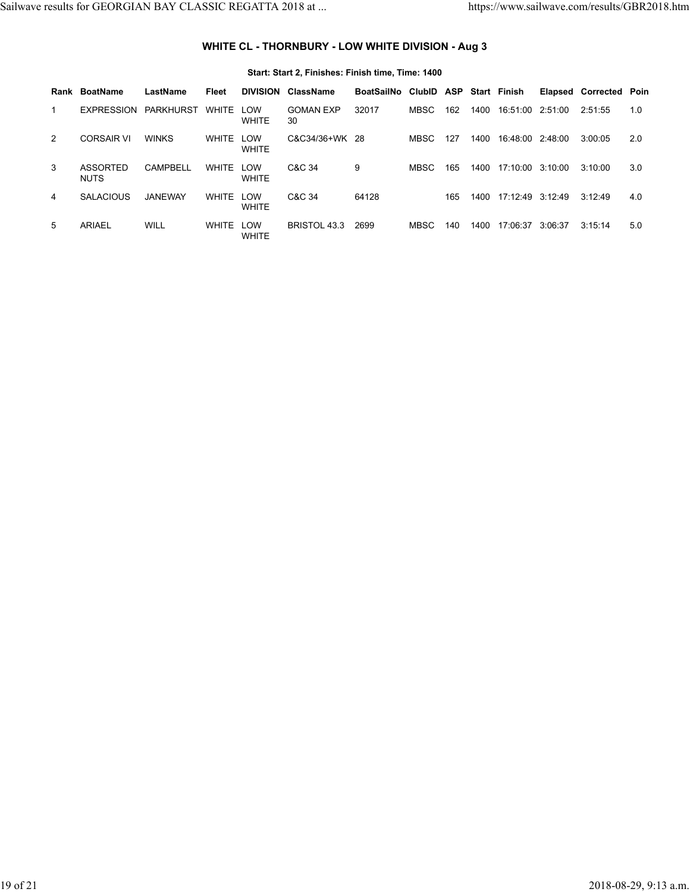### WHITE CL - THORNBURY - LOW WHITE DIVISION - Aug 3

**Start: Start 2, Finishes: Finish time, Time: 1400**

| Rank | BoatName | LastName | Fleet | DIVISION | ClassName | BoatSailNo | ClubID | ASP | Start | Finish | Elapsed | Corrected | Poin |
|---|---|---|---|---|---|---|---|---|---|---|---|---|---|
| 1 | EXPRESSION | PARKHURST | WHITE | LOW WHITE | GOMAN EXP 30 | 32017 | MBSC | 162 | 1400 | 16:51:00 | 2:51:00 | 2:51:55 | 1.0 |
| 2 | CORSAIR VI | WINKS | WHITE | LOW WHITE | C&C34/36+WK | 28 | MBSC | 127 | 1400 | 16:48:00 | 2:48:00 | 3:00:05 | 2.0 |
| 3 | ASSORTED NUTS | CAMPBELL | WHITE | LOW WHITE | C&C 34 | 9 | MBSC | 165 | 1400 | 17:10:00 | 3:10:00 | 3:10:00 | 3.0 |
| 4 | SALACIOUS | JANEWAY | WHITE | LOW WHITE | C&C 34 | 64128 | | 165 | 1400 | 17:12:49 | 3:12:49 | 3:12:49 | 4.0 |
| 5 | ARIAEL | WILL | WHITE | LOW WHITE | BRISTOL 43.3 | 2699 | MBSC | 140 | 1400 | 17:06:37 | 3:06:37 | 3:15:14 | 5.0 |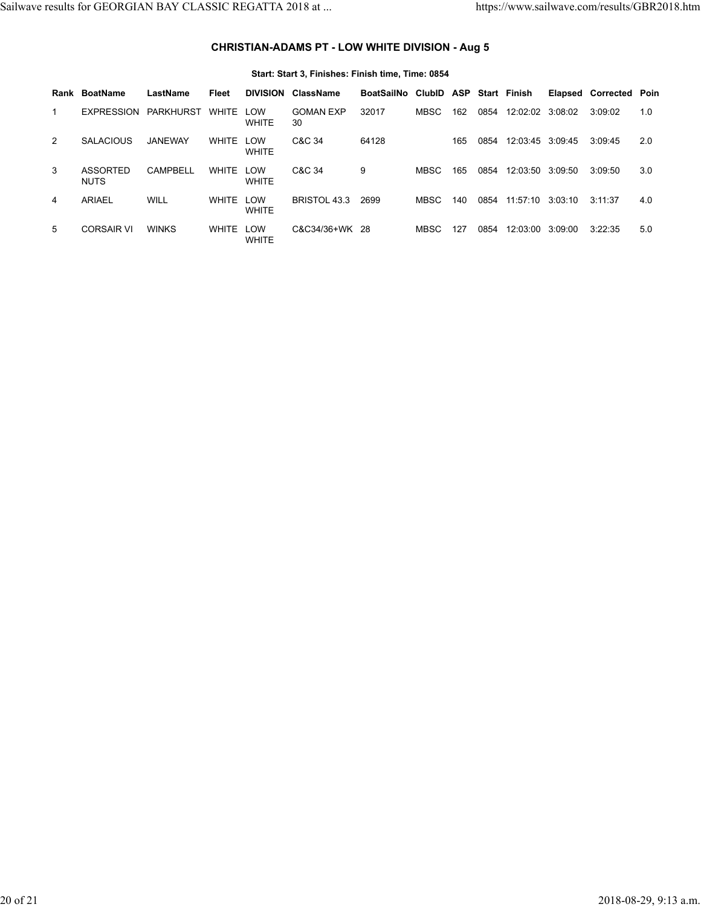### CHRISTIAN-ADAMS PT - LOW WHITE DIVISION - Aug 5

**Start: Start 3, Finishes: Finish time, Time: 0854**

| Rank | BoatName | LastName | Fleet | DIVISION | ClassName | BoatSailNo | ClubID | ASP | Start | Finish | Elapsed | Corrected | Poin |
|---|---|---|---|---|---|---|---|---|---|---|---|---|---|
| 1 | EXPRESSION | PARKHURST | WHITE | LOW WHITE | GOMAN EXP 30 | 32017 | MBSC | 162 | 0854 | 12:02:02 | 3:08:02 | 3:09:02 | 1.0 |
| 2 | SALACIOUS | JANEWAY | WHITE | LOW WHITE | C&C 34 | 64128 | | 165 | 0854 | 12:03:45 | 3:09:45 | 3:09:45 | 2.0 |
| 3 | ASSORTED NUTS | CAMPBELL | WHITE | LOW WHITE | C&C 34 | 9 | MBSC | 165 | 0854 | 12:03:50 | 3:09:50 | 3:09:50 | 3.0 |
| 4 | ARIAEL | WILL | WHITE | LOW WHITE | BRISTOL 43.3 | 2699 | MBSC | 140 | 0854 | 11:57:10 | 3:03:10 | 3:11:37 | 4.0 |
| 5 | CORSAIR VI | WINKS | WHITE | LOW WHITE | C&C34/36+WK | 28 | MBSC | 127 | 0854 | 12:03:00 | 3:09:00 | 3:22:35 | 5.0 |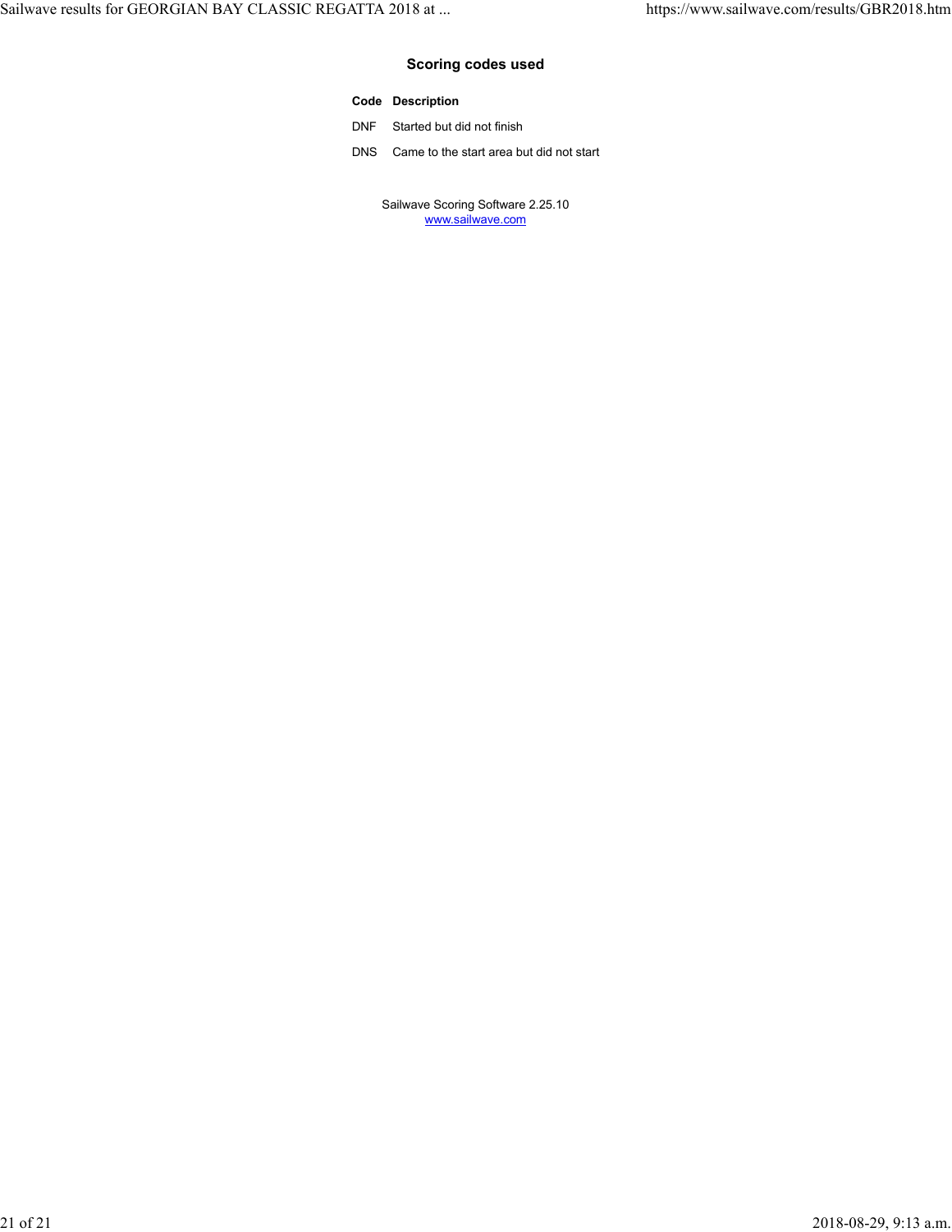### Scoring codes used

| Code | Description |
|---|---|
| DNF | Started but did not finish |
| DNS | Came to the start area but did not start |

Sailwave Scoring Software 2.25.10
www.sailwave.com